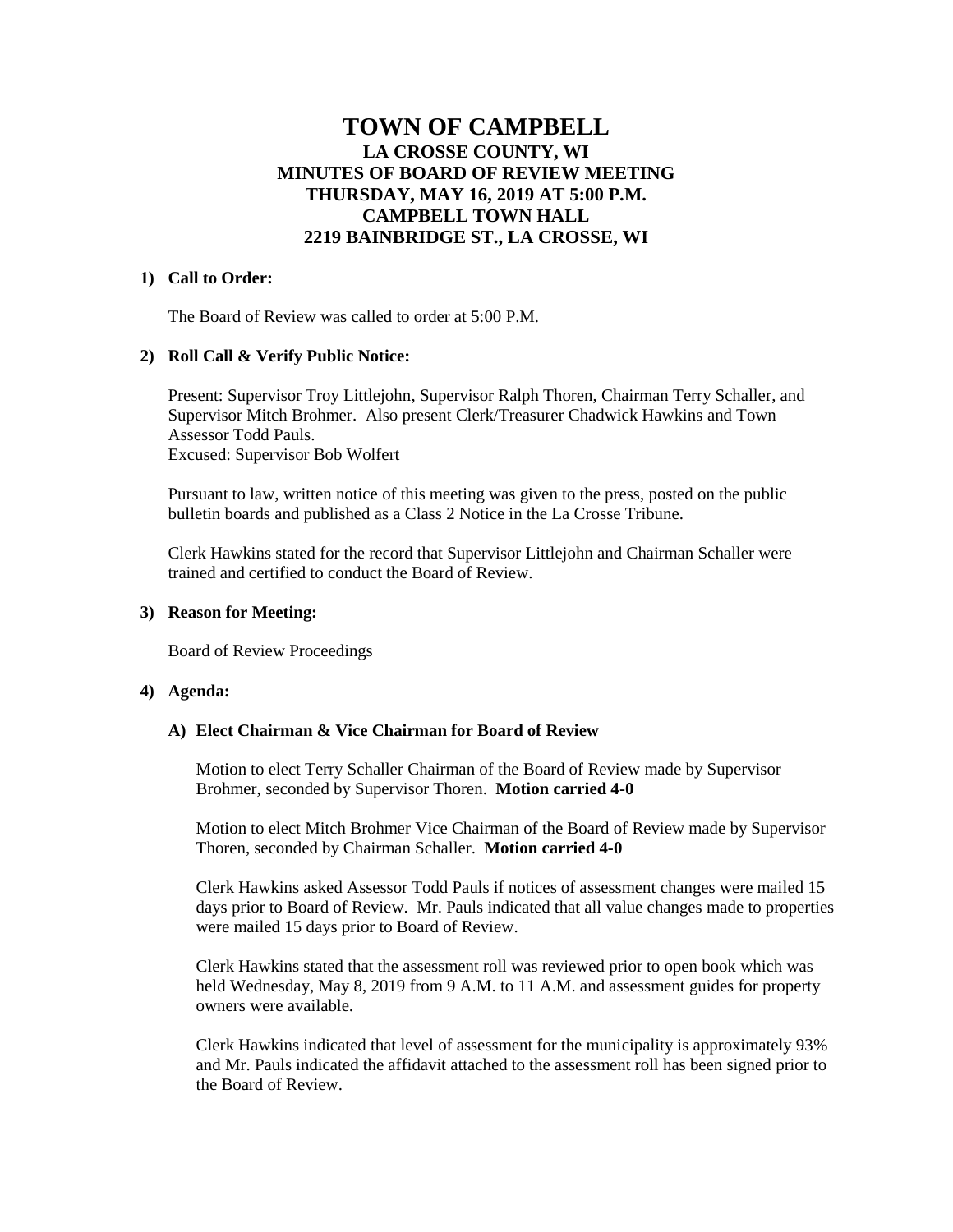# TOWN OF CAMPBELL

## LA CROSSE COUNTY, WI
## MINUTES OF BOARD OF REVIEW MEETING
## THURSDAY, MAY 16, 2019 AT 5:00 P.M.
## CAMPBELL TOWN HALL
## 2219 BAINBRIDGE ST., LA CROSSE, WI

**1) Call to Order:**

The Board of Review was called to order at 5:00 P.M.

**2) Roll Call & Verify Public Notice:**

Present: Supervisor Troy Littlejohn, Supervisor Ralph Thoren, Chairman Terry Schaller, and Supervisor Mitch Brohmer. Also present Clerk/Treasurer Chadwick Hawkins and Town Assessor Todd Pauls.
Excused: Supervisor Bob Wolfert

Pursuant to law, written notice of this meeting was given to the press, posted on the public bulletin boards and published as a Class 2 Notice in the La Crosse Tribune.

Clerk Hawkins stated for the record that Supervisor Littlejohn and Chairman Schaller were trained and certified to conduct the Board of Review.

**3) Reason for Meeting:**

Board of Review Proceedings

**4) Agenda:**

**A) Elect Chairman & Vice Chairman for Board of Review**

Motion to elect Terry Schaller Chairman of the Board of Review made by Supervisor Brohmer, seconded by Supervisor Thoren. **Motion carried 4-0**

Motion to elect Mitch Brohmer Vice Chairman of the Board of Review made by Supervisor Thoren, seconded by Chairman Schaller. **Motion carried 4-0**

Clerk Hawkins asked Assessor Todd Pauls if notices of assessment changes were mailed 15 days prior to Board of Review. Mr. Pauls indicated that all value changes made to properties were mailed 15 days prior to Board of Review.

Clerk Hawkins stated that the assessment roll was reviewed prior to open book which was held Wednesday, May 8, 2019 from 9 A.M. to 11 A.M. and assessment guides for property owners were available.

Clerk Hawkins indicated that level of assessment for the municipality is approximately 93% and Mr. Pauls indicated the affidavit attached to the assessment roll has been signed prior to the Board of Review.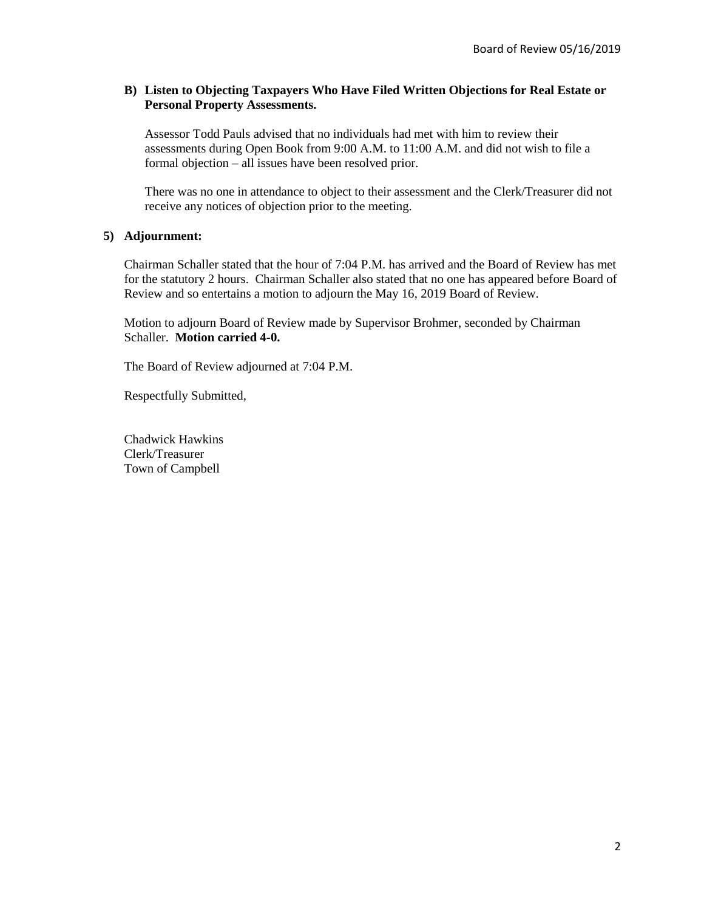**B) Listen to Objecting Taxpayers Who Have Filed Written Objections for Real Estate or Personal Property Assessments.**

Assessor Todd Pauls advised that no individuals had met with him to review their assessments during Open Book from 9:00 A.M. to 11:00 A.M. and did not wish to file a formal objection – all issues have been resolved prior.

There was no one in attendance to object to their assessment and the Clerk/Treasurer did not receive any notices of objection prior to the meeting.

**5) Adjournment:**

Chairman Schaller stated that the hour of 7:04 P.M. has arrived and the Board of Review has met for the statutory 2 hours. Chairman Schaller also stated that no one has appeared before Board of Review and so entertains a motion to adjourn the May 16, 2019 Board of Review.

Motion to adjourn Board of Review made by Supervisor Brohmer, seconded by Chairman Schaller. **Motion carried 4-0.**

The Board of Review adjourned at 7:04 P.M.

Respectfully Submitted,

Chadwick Hawkins
Clerk/Treasurer
Town of Campbell